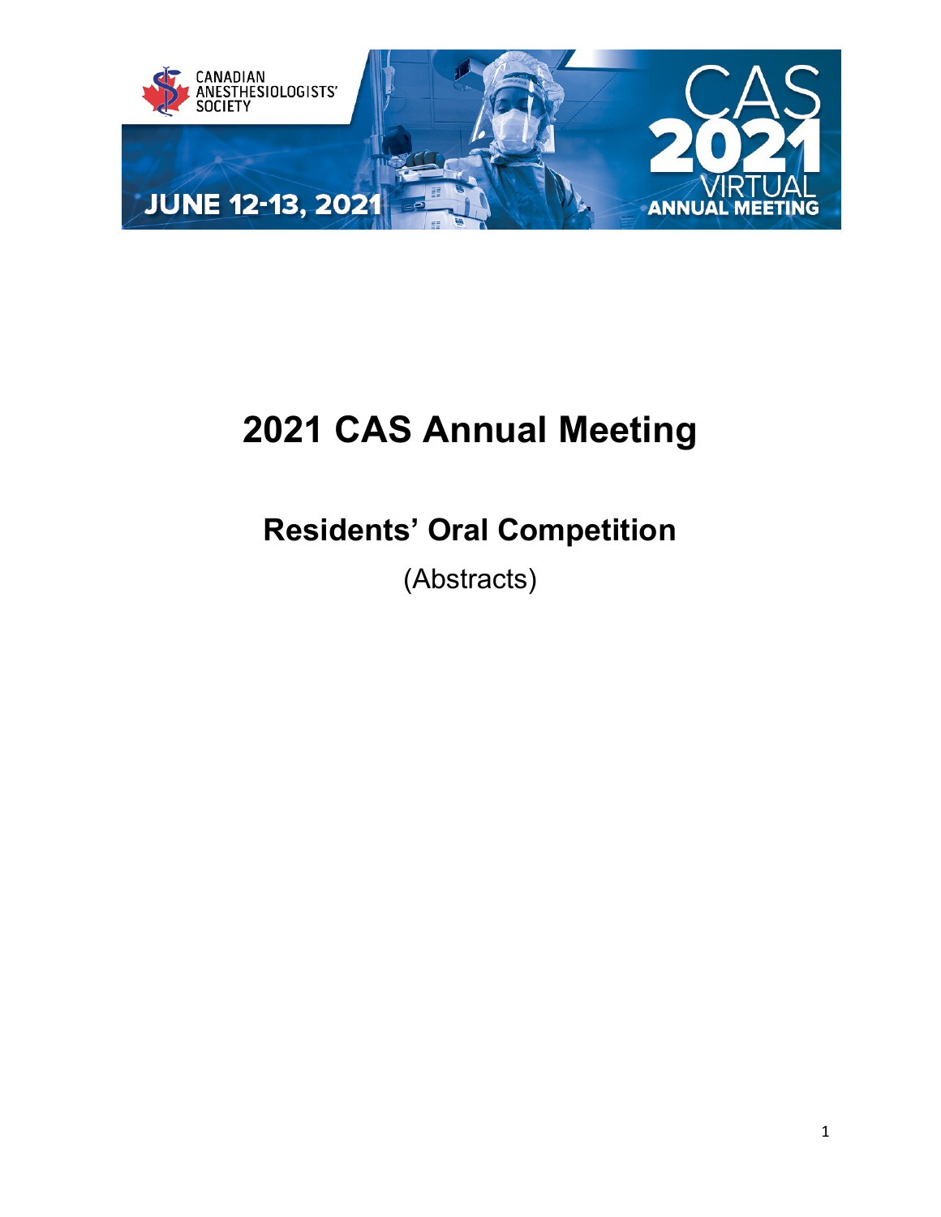# 2021 CAS Annual Meeting

## Residents' Oral Competition

(Abstracts)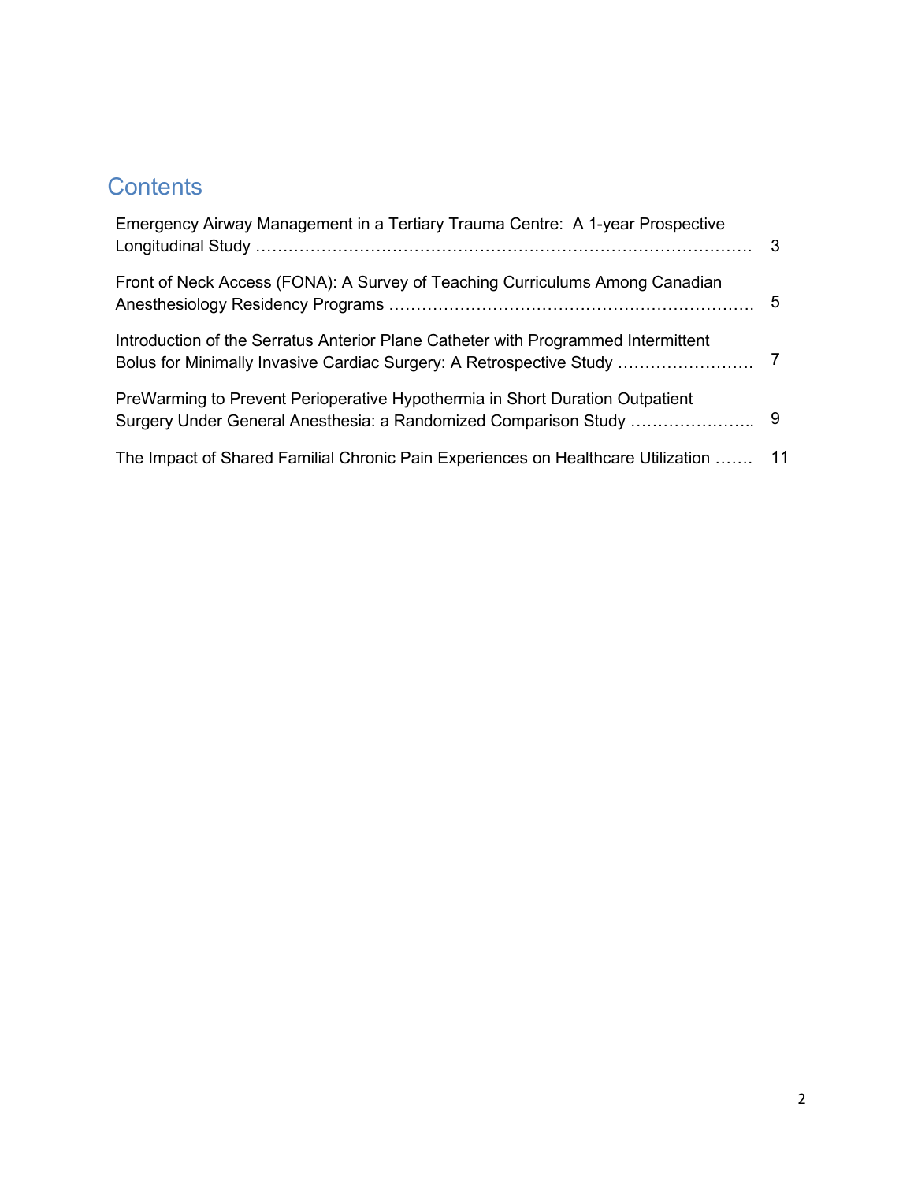## Contents

| | |
|---|---|
| Emergency Airway Management in a Tertiary Trauma Centre: A 1-year Prospective Longitudinal Study ………………………………………………………………………………… | 3 |
| Front of Neck Access (FONA): A Survey of Teaching Curriculums Among Canadian Anesthesiology Residency Programs ………………………………………………………… | 5 |
| Introduction of the Serratus Anterior Plane Catheter with Programmed Intermittent Bolus for Minimally Invasive Cardiac Surgery: A Retrospective Study ……………………… | 7 |
| PreWarming to Prevent Perioperative Hypothermia in Short Duration Outpatient Surgery Under General Anesthesia: a Randomized Comparison Study ………………….. | 9 |
| The Impact of Shared Familial Chronic Pain Experiences on Healthcare Utilization ……. | 11 |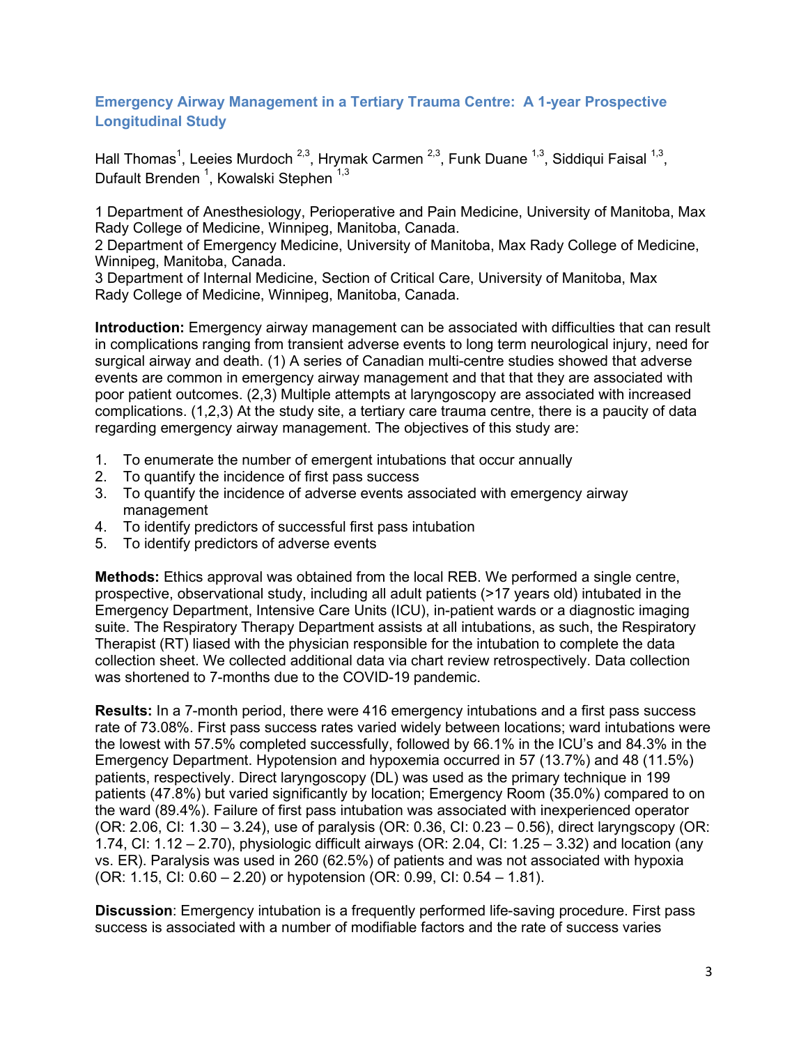## Emergency Airway Management in a Tertiary Trauma Centre: A 1-year Prospective Longitudinal Study

Hall Thomas[1], Leeies Murdoch [2,3], Hrymak Carmen [2,3], Funk Duane [1,3], Siddiqui Faisal [1,3], Dufault Brenden [1], Kowalski Stephen [1,3]

1 Department of Anesthesiology, Perioperative and Pain Medicine, University of Manitoba, Max Rady College of Medicine, Winnipeg, Manitoba, Canada.
2 Department of Emergency Medicine, University of Manitoba, Max Rady College of Medicine, Winnipeg, Manitoba, Canada.
3 Department of Internal Medicine, Section of Critical Care, University of Manitoba, Max Rady College of Medicine, Winnipeg, Manitoba, Canada.

**Introduction:** Emergency airway management can be associated with difficulties that can result in complications ranging from transient adverse events to long term neurological injury, need for surgical airway and death. (1) A series of Canadian multi-centre studies showed that adverse events are common in emergency airway management and that that they are associated with poor patient outcomes. (2,3) Multiple attempts at laryngoscopy are associated with increased complications. (1,2,3) At the study site, a tertiary care trauma centre, there is a paucity of data regarding emergency airway management. The objectives of this study are:

1. To enumerate the number of emergent intubations that occur annually
2. To quantify the incidence of first pass success
3. To quantify the incidence of adverse events associated with emergency airway management
4. To identify predictors of successful first pass intubation
5. To identify predictors of adverse events

**Methods:** Ethics approval was obtained from the local REB. We performed a single centre, prospective, observational study, including all adult patients (>17 years old) intubated in the Emergency Department, Intensive Care Units (ICU), in-patient wards or a diagnostic imaging suite. The Respiratory Therapy Department assists at all intubations, as such, the Respiratory Therapist (RT) liased with the physician responsible for the intubation to complete the data collection sheet. We collected additional data via chart review retrospectively. Data collection was shortened to 7-months due to the COVID-19 pandemic.

**Results:** In a 7-month period, there were 416 emergency intubations and a first pass success rate of 73.08%. First pass success rates varied widely between locations; ward intubations were the lowest with 57.5% completed successfully, followed by 66.1% in the ICU's and 84.3% in the Emergency Department. Hypotension and hypoxemia occurred in 57 (13.7%) and 48 (11.5%) patients, respectively. Direct laryngoscopy (DL) was used as the primary technique in 199 patients (47.8%) but varied significantly by location; Emergency Room (35.0%) compared to on the ward (89.4%). Failure of first pass intubation was associated with inexperienced operator (OR: 2.06, CI: 1.30 – 3.24), use of paralysis (OR: 0.36, CI: 0.23 – 0.56), direct laryngoscopy (OR: 1.74, CI: 1.12 – 2.70), physiologic difficult airways (OR: 2.04, CI: 1.25 – 3.32) and location (any vs. ER). Paralysis was used in 260 (62.5%) of patients and was not associated with hypoxia (OR: 1.15, CI: 0.60 – 2.20) or hypotension (OR: 0.99, CI: 0.54 – 1.81).

**Discussion**: Emergency intubation is a frequently performed life-saving procedure. First pass success is associated with a number of modifiable factors and the rate of success varies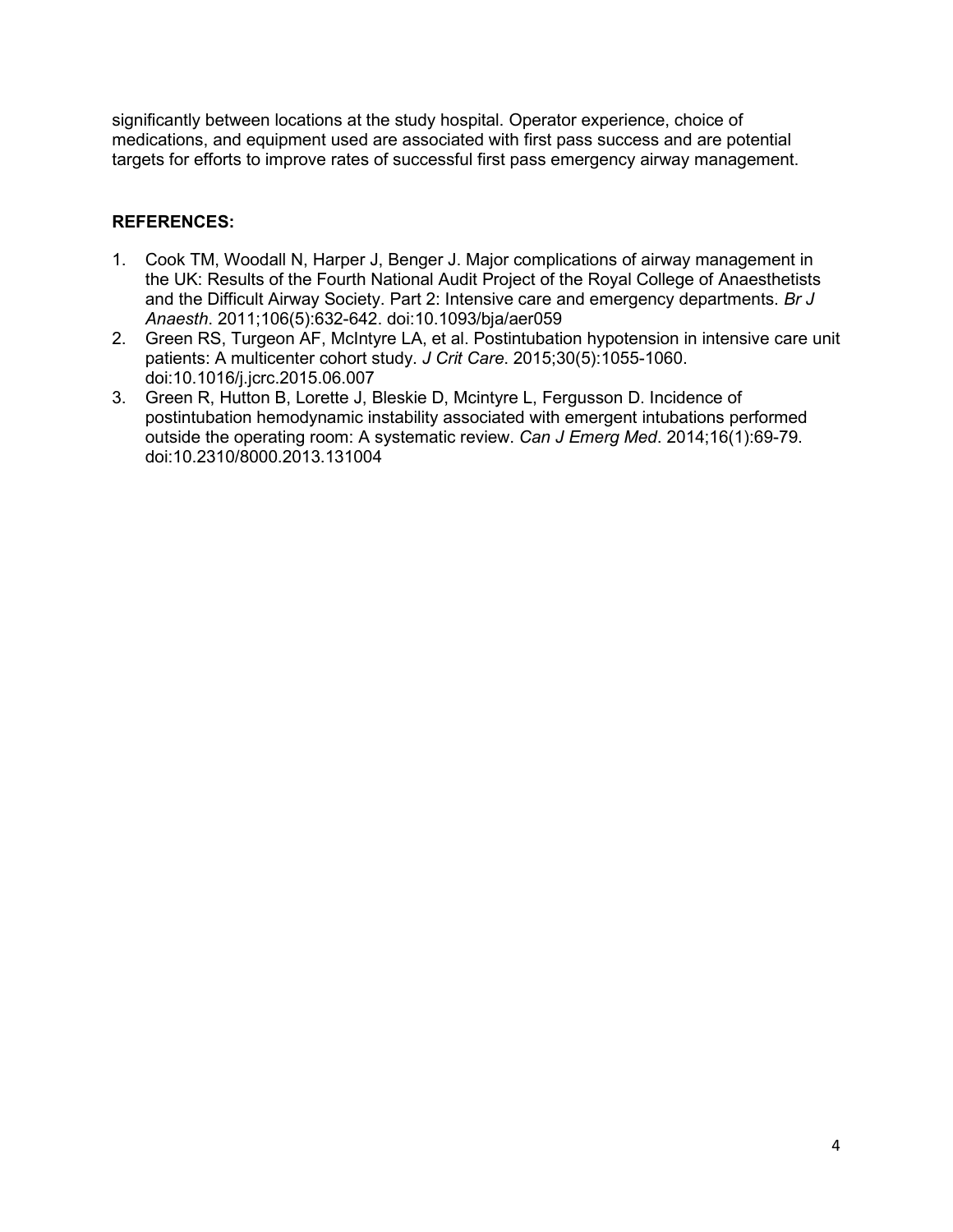significantly between locations at the study hospital. Operator experience, choice of medications, and equipment used are associated with first pass success and are potential targets for efforts to improve rates of successful first pass emergency airway management.

**REFERENCES:**

1. Cook TM, Woodall N, Harper J, Benger J. Major complications of airway management in the UK: Results of the Fourth National Audit Project of the Royal College of Anaesthetists and the Difficult Airway Society. Part 2: Intensive care and emergency departments. *Br J Anaesth*. 2011;106(5):632-642. doi:10.1093/bja/aer059
2. Green RS, Turgeon AF, McIntyre LA, et al. Postintubation hypotension in intensive care unit patients: A multicenter cohort study. *J Crit Care*. 2015;30(5):1055-1060. doi:10.1016/j.jcrc.2015.06.007
3. Green R, Hutton B, Lorette J, Bleskie D, Mcintyre L, Fergusson D. Incidence of postintubation hemodynamic instability associated with emergent intubations performed outside the operating room: A systematic review. *Can J Emerg Med*. 2014;16(1):69-79. doi:10.2310/8000.2013.131004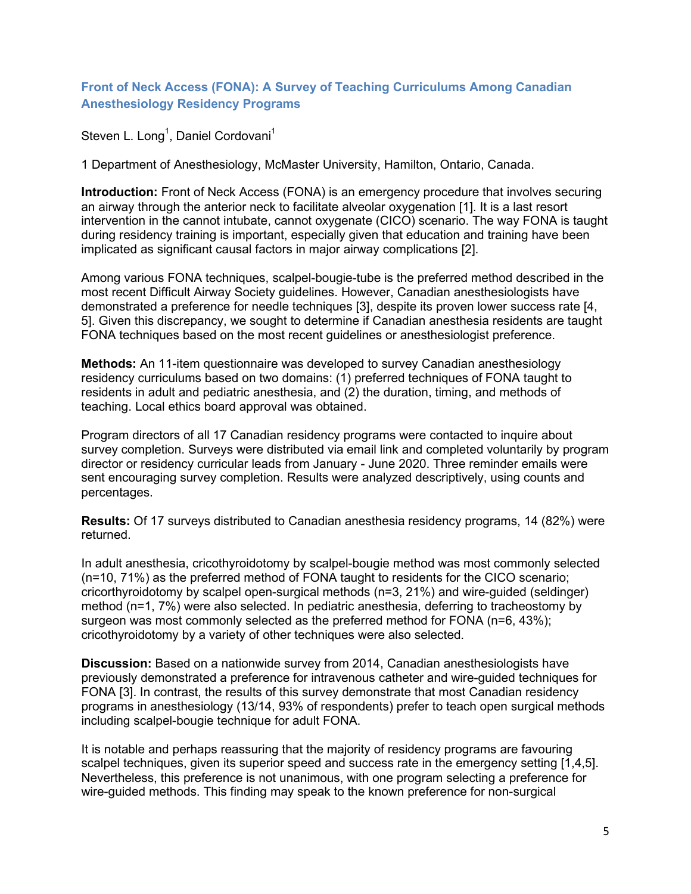## Front of Neck Access (FONA): A Survey of Teaching Curriculums Among Canadian Anesthesiology Residency Programs

Steven L. Long[1], Daniel Cordovani[1]

1 Department of Anesthesiology, McMaster University, Hamilton, Ontario, Canada.

**Introduction:** Front of Neck Access (FONA) is an emergency procedure that involves securing an airway through the anterior neck to facilitate alveolar oxygenation [1]. It is a last resort intervention in the cannot intubate, cannot oxygenate (CICO) scenario. The way FONA is taught during residency training is important, especially given that education and training have been implicated as significant causal factors in major airway complications [2].

Among various FONA techniques, scalpel-bougie-tube is the preferred method described in the most recent Difficult Airway Society guidelines. However, Canadian anesthesiologists have demonstrated a preference for needle techniques [3], despite its proven lower success rate [4, 5]. Given this discrepancy, we sought to determine if Canadian anesthesia residents are taught FONA techniques based on the most recent guidelines or anesthesiologist preference.

**Methods:** An 11-item questionnaire was developed to survey Canadian anesthesiology residency curriculums based on two domains: (1) preferred techniques of FONA taught to residents in adult and pediatric anesthesia, and (2) the duration, timing, and methods of teaching. Local ethics board approval was obtained.

Program directors of all 17 Canadian residency programs were contacted to inquire about survey completion. Surveys were distributed via email link and completed voluntarily by program director or residency curricular leads from January - June 2020. Three reminder emails were sent encouraging survey completion. Results were analyzed descriptively, using counts and percentages.

**Results:** Of 17 surveys distributed to Canadian anesthesia residency programs, 14 (82%) were returned.

In adult anesthesia, cricothyroidotomy by scalpel-bougie method was most commonly selected (n=10, 71%) as the preferred method of FONA taught to residents for the CICO scenario; cricorthyroidotomy by scalpel open-surgical methods (n=3, 21%) and wire-guided (seldinger) method (n=1, 7%) were also selected. In pediatric anesthesia, deferring to tracheostomy by surgeon was most commonly selected as the preferred method for FONA (n=6, 43%); cricothyroidotomy by a variety of other techniques were also selected.

**Discussion:** Based on a nationwide survey from 2014, Canadian anesthesiologists have previously demonstrated a preference for intravenous catheter and wire-guided techniques for FONA [3]. In contrast, the results of this survey demonstrate that most Canadian residency programs in anesthesiology (13/14, 93% of respondents) prefer to teach open surgical methods including scalpel-bougie technique for adult FONA.

It is notable and perhaps reassuring that the majority of residency programs are favouring scalpel techniques, given its superior speed and success rate in the emergency setting [1,4,5]. Nevertheless, this preference is not unanimous, with one program selecting a preference for wire-guided methods. This finding may speak to the known preference for non-surgical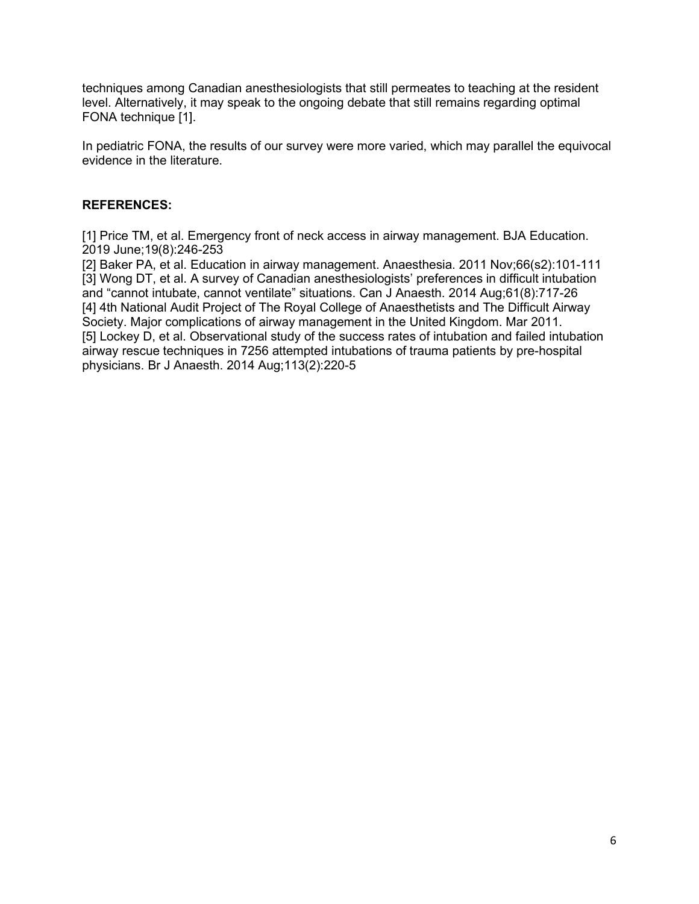techniques among Canadian anesthesiologists that still permeates to teaching at the resident level. Alternatively, it may speak to the ongoing debate that still remains regarding optimal FONA technique [1].

In pediatric FONA, the results of our survey were more varied, which may parallel the equivocal evidence in the literature.

## REFERENCES:

[1] Price TM, et al. Emergency front of neck access in airway management. BJA Education. 2019 June;19(8):246-253
[2] Baker PA, et al. Education in airway management. Anaesthesia. 2011 Nov;66(s2):101-111
[3] Wong DT, et al. A survey of Canadian anesthesiologists' preferences in difficult intubation and "cannot intubate, cannot ventilate" situations. Can J Anaesth. 2014 Aug;61(8):717-26
[4] 4th National Audit Project of The Royal College of Anaesthetists and The Difficult Airway Society. Major complications of airway management in the United Kingdom. Mar 2011.
[5] Lockey D, et al. Observational study of the success rates of intubation and failed intubation airway rescue techniques in 7256 attempted intubations of trauma patients by pre-hospital physicians. Br J Anaesth. 2014 Aug;113(2):220-5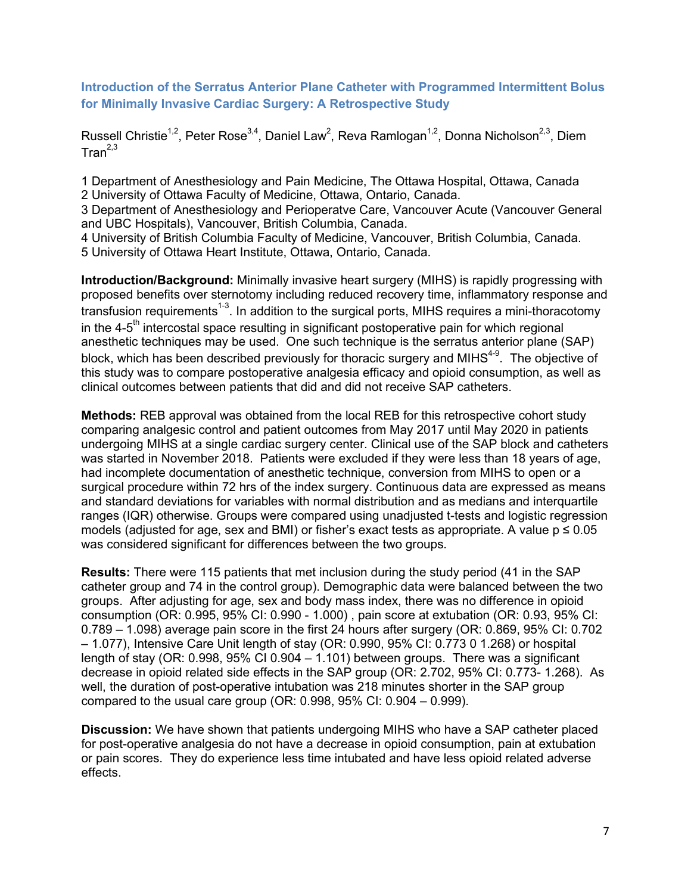## Introduction of the Serratus Anterior Plane Catheter with Programmed Intermittent Bolus for Minimally Invasive Cardiac Surgery: A Retrospective Study

Russell Christie[1,2], Peter Rose[3,4], Daniel Law[2], Reva Ramlogan[1,2], Donna Nicholson[2,3], Diem Tran[2,3]

1 Department of Anesthesiology and Pain Medicine, The Ottawa Hospital, Ottawa, Canada
2 University of Ottawa Faculty of Medicine, Ottawa, Ontario, Canada.
3 Department of Anesthesiology and Perioperatve Care, Vancouver Acute (Vancouver General and UBC Hospitals), Vancouver, British Columbia, Canada.
4 University of British Columbia Faculty of Medicine, Vancouver, British Columbia, Canada.
5 University of Ottawa Heart Institute, Ottawa, Ontario, Canada.

**Introduction/Background:** Minimally invasive heart surgery (MIHS) is rapidly progressing with proposed benefits over sternotomy including reduced recovery time, inflammatory response and transfusion requirements[1-3]. In addition to the surgical ports, MIHS requires a mini-thoracotomy in the 4-5[th] intercostal space resulting in significant postoperative pain for which regional anesthetic techniques may be used. One such technique is the serratus anterior plane (SAP) block, which has been described previously for thoracic surgery and MIHS[4-9]. The objective of this study was to compare postoperative analgesia efficacy and opioid consumption, as well as clinical outcomes between patients that did and did not receive SAP catheters.

**Methods:** REB approval was obtained from the local REB for this retrospective cohort study comparing analgesic control and patient outcomes from May 2017 until May 2020 in patients undergoing MIHS at a single cardiac surgery center. Clinical use of the SAP block and catheters was started in November 2018. Patients were excluded if they were less than 18 years of age, had incomplete documentation of anesthetic technique, conversion from MIHS to open or a surgical procedure within 72 hrs of the index surgery. Continuous data are expressed as means and standard deviations for variables with normal distribution and as medians and interquartile ranges (IQR) otherwise. Groups were compared using unadjusted t-tests and logistic regression models (adjusted for age, sex and BMI) or fisher's exact tests as appropriate. A value $p \leq 0.05$ was considered significant for differences between the two groups.

**Results:** There were 115 patients that met inclusion during the study period (41 in the SAP catheter group and 74 in the control group). Demographic data were balanced between the two groups. After adjusting for age, sex and body mass index, there was no difference in opioid consumption (OR: 0.995, 95% CI: 0.990 - 1.000) , pain score at extubation (OR: 0.93, 95% CI: 0.789 – 1.098) average pain score in the first 24 hours after surgery (OR: 0.869, 95% CI: 0.702 – 1.077), Intensive Care Unit length of stay (OR: 0.990, 95% CI: 0.773 0 1.268) or hospital length of stay (OR: 0.998, 95% CI 0.904 – 1.101) between groups. There was a significant decrease in opioid related side effects in the SAP group (OR: 2.702, 95% CI: 0.773- 1.268). As well, the duration of post-operative intubation was 218 minutes shorter in the SAP group compared to the usual care group (OR: 0.998, 95% CI: 0.904 – 0.999).

**Discussion:** We have shown that patients undergoing MIHS who have a SAP catheter placed for post-operative analgesia do not have a decrease in opioid consumption, pain at extubation or pain scores. They do experience less time intubated and have less opioid related adverse effects.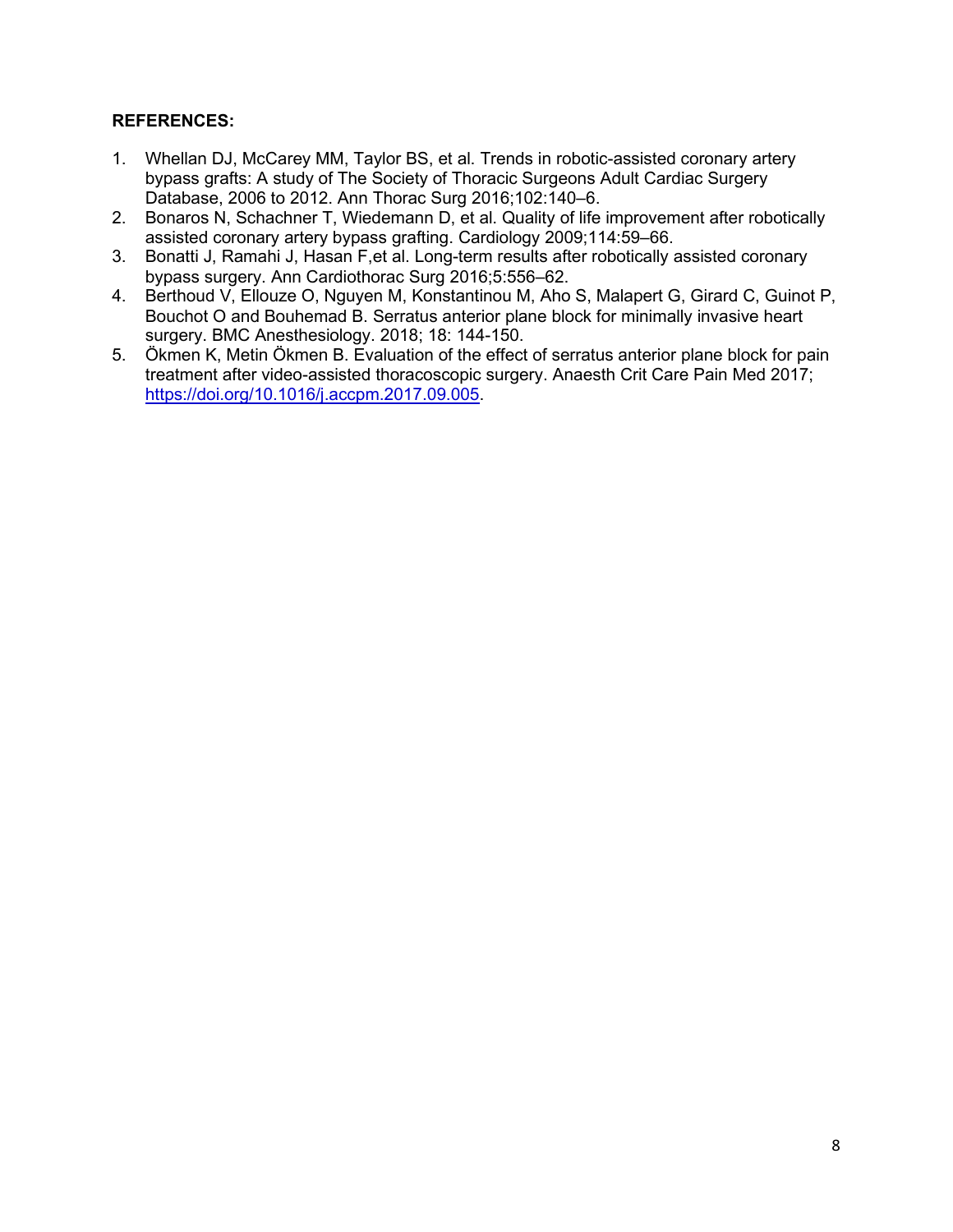**REFERENCES:**

1. Whellan DJ, McCarey MM, Taylor BS, et al. Trends in robotic-assisted coronary artery bypass grafts: A study of The Society of Thoracic Surgeons Adult Cardiac Surgery Database, 2006 to 2012. Ann Thorac Surg 2016;102:140–6.
2. Bonaros N, Schachner T, Wiedemann D, et al. Quality of life improvement after robotically assisted coronary artery bypass grafting. Cardiology 2009;114:59–66.
3. Bonatti J, Ramahi J, Hasan F,et al. Long-term results after robotically assisted coronary bypass surgery. Ann Cardiothorac Surg 2016;5:556–62.
4. Berthoud V, Ellouze O, Nguyen M, Konstantinou M, Aho S, Malapert G, Girard C, Guinot P, Bouchot O and Bouhemad B. Serratus anterior plane block for minimally invasive heart surgery. BMC Anesthesiology. 2018; 18: 144-150.
5. Ökmen K, Metin Ökmen B. Evaluation of the effect of serratus anterior plane block for pain treatment after video-assisted thoracoscopic surgery. Anaesth Crit Care Pain Med 2017; https://doi.org/10.1016/j.accpm.2017.09.005.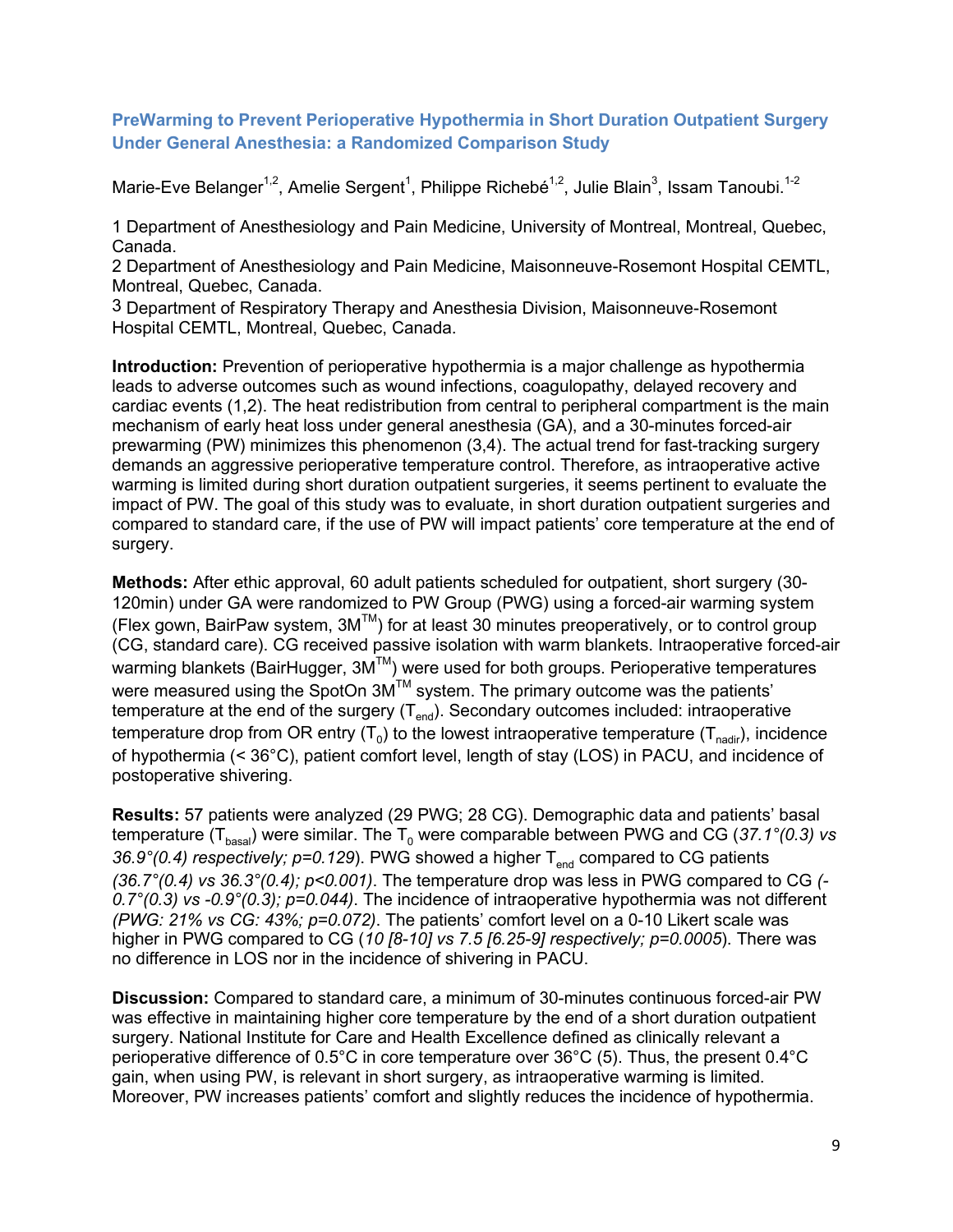## PreWarming to Prevent Perioperative Hypothermia in Short Duration Outpatient Surgery Under General Anesthesia: a Randomized Comparison Study

Marie-Eve Belanger[1,2], Amelie Sergent[1], Philippe Richebé[1,2], Julie Blain[3], Issam Tanoubi.[1-2]

1 Department of Anesthesiology and Pain Medicine, University of Montreal, Montreal, Quebec, Canada.
2 Department of Anesthesiology and Pain Medicine, Maisonneuve-Rosemont Hospital CEMTL, Montreal, Quebec, Canada.
3 Department of Respiratory Therapy and Anesthesia Division, Maisonneuve-Rosemont Hospital CEMTL, Montreal, Quebec, Canada.

**Introduction:** Prevention of perioperative hypothermia is a major challenge as hypothermia leads to adverse outcomes such as wound infections, coagulopathy, delayed recovery and cardiac events (1,2). The heat redistribution from central to peripheral compartment is the main mechanism of early heat loss under general anesthesia (GA), and a 30-minutes forced-air prewarming (PW) minimizes this phenomenon (3,4). The actual trend for fast-tracking surgery demands an aggressive perioperative temperature control. Therefore, as intraoperative active warming is limited during short duration outpatient surgeries, it seems pertinent to evaluate the impact of PW. The goal of this study was to evaluate, in short duration outpatient surgeries and compared to standard care, if the use of PW will impact patients' core temperature at the end of surgery.

**Methods:** After ethic approval, 60 adult patients scheduled for outpatient, short surgery (30-120min) under GA were randomized to PW Group (PWG) using a forced-air warming system (Flex gown, BairPaw system, 3M™) for at least 30 minutes preoperatively, or to control group (CG, standard care). CG received passive isolation with warm blankets. Intraoperative forced-air warming blankets (BairHugger, 3M™) were used for both groups. Perioperative temperatures were measured using the SpotOn 3M™ system. The primary outcome was the patients' temperature at the end of the surgery ($T_{end}$). Secondary outcomes included: intraoperative temperature drop from OR entry ($T_0$) to the lowest intraoperative temperature ($T_{nadir}$), incidence of hypothermia (< 36°C), patient comfort level, length of stay (LOS) in PACU, and incidence of postoperative shivering.

**Results:** 57 patients were analyzed (29 PWG; 28 CG). Demographic data and patients' basal temperature ($T_{basal}$) were similar. The $T_0$ were comparable between PWG and CG (*37.1°(0.3) vs 36.9°(0.4) respectively; p=0.129*). PWG showed a higher $T_{end}$ compared to CG patients *(36.7°(0.4) vs 36.3°(0.4); p<0.001)*. The temperature drop was less in PWG compared to CG *(-0.7°(0.3) vs -0.9°(0.3); p=0.044)*. The incidence of intraoperative hypothermia was not different *(PWG: 21% vs CG: 43%; p=0.072)*. The patients' comfort level on a 0-10 Likert scale was higher in PWG compared to CG (*10 [8-10] vs 7.5 [6.25-9] respectively; p=0.0005*). There was no difference in LOS nor in the incidence of shivering in PACU.

**Discussion:** Compared to standard care, a minimum of 30-minutes continuous forced-air PW was effective in maintaining higher core temperature by the end of a short duration outpatient surgery. National Institute for Care and Health Excellence defined as clinically relevant a perioperative difference of 0.5°C in core temperature over 36°C (5). Thus, the present 0.4°C gain, when using PW, is relevant in short surgery, as intraoperative warming is limited. Moreover, PW increases patients' comfort and slightly reduces the incidence of hypothermia.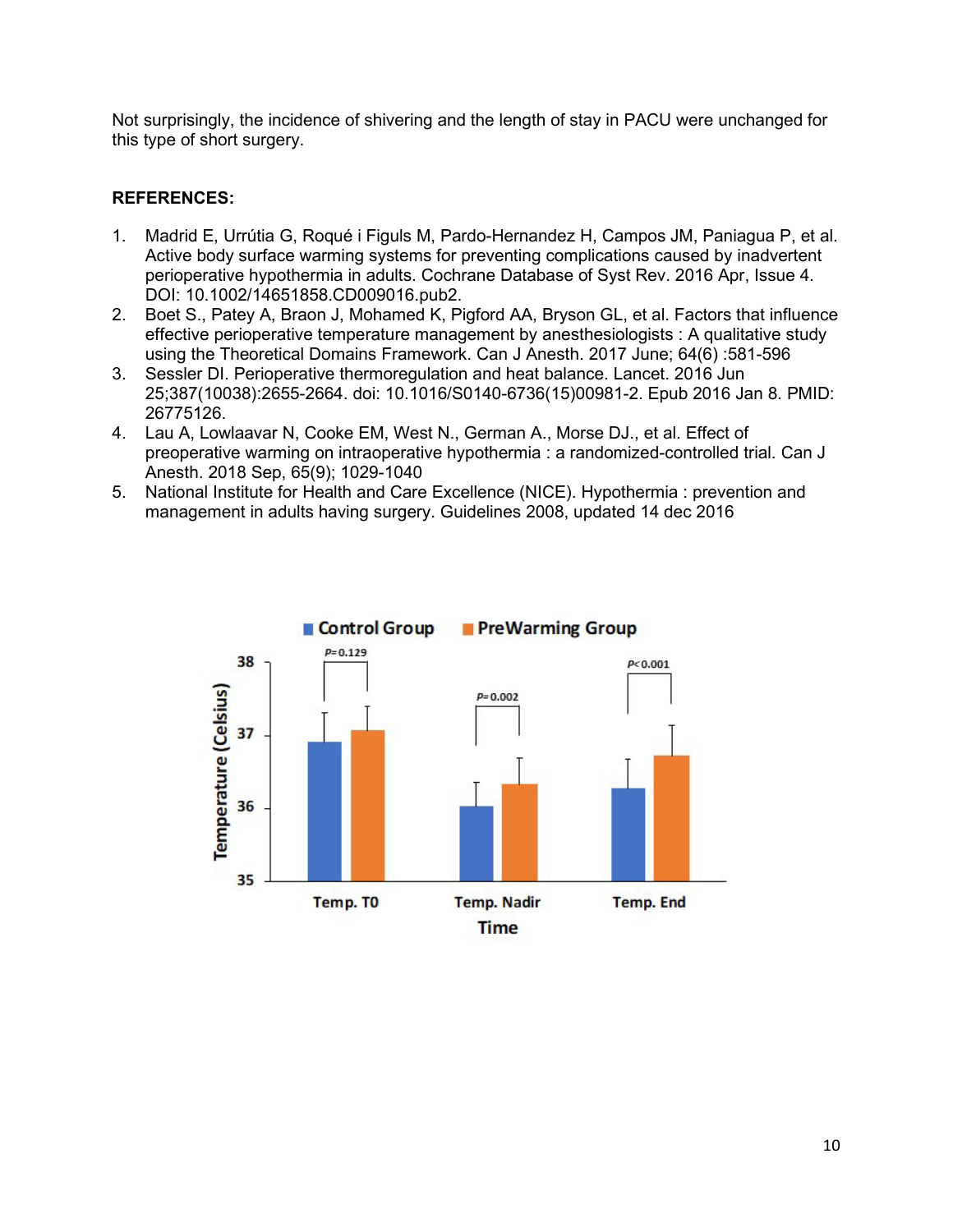Not surprisingly, the incidence of shivering and the length of stay in PACU were unchanged for this type of short surgery.

**REFERENCES:**

1. Madrid E, Urrútia G, Roqué i Figuls M, Pardo-Hernandez H, Campos JM, Paniagua P, et al. Active body surface warming systems for preventing complications caused by inadvertent perioperative hypothermia in adults. Cochrane Database of Syst Rev. 2016 Apr, Issue 4. DOI: 10.1002/14651858.CD009016.pub2.
2. Boet S., Patey A, Braon J, Mohamed K, Pigford AA, Bryson GL, et al. Factors that influence effective perioperative temperature management by anesthesiologists : A qualitative study using the Theoretical Domains Framework. Can J Anesth. 2017 June; 64(6) :581-596
3. Sessler DI. Perioperative thermoregulation and heat balance. Lancet. 2016 Jun 25;387(10038):2655-2664. doi: 10.1016/S0140-6736(15)00981-2. Epub 2016 Jan 8. PMID: 26775126.
4. Lau A, Lowlaavar N, Cooke EM, West N., German A., Morse DJ., et al. Effect of preoperative warming on intraoperative hypothermia : a randomized-controlled trial. Can J Anesth. 2018 Sep, 65(9); 1029-1040
5. National Institute for Health and Care Excellence (NICE). Hypothermia : prevention and management in adults having surgery. Guidelines 2008, updated 14 dec 2016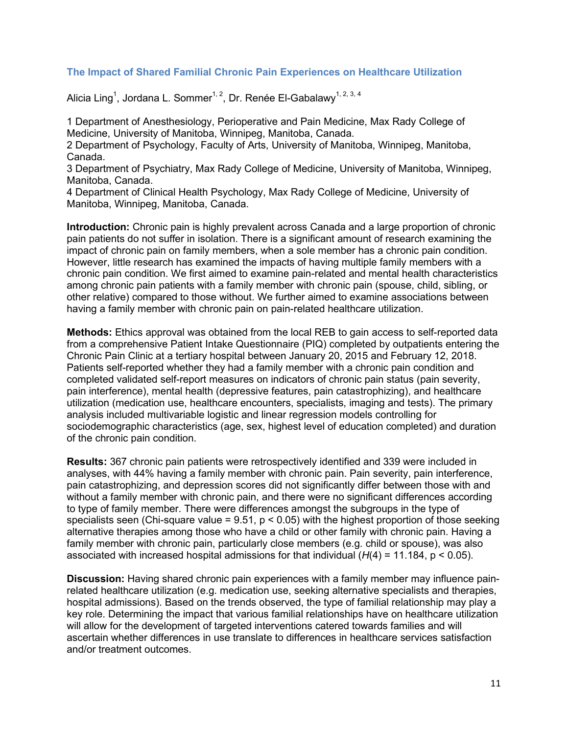## The Impact of Shared Familial Chronic Pain Experiences on Healthcare Utilization

Alicia Ling[1], Jordana L. Sommer[1, 2], Dr. Renée El-Gabalawy[1, 2, 3, 4]

1 Department of Anesthesiology, Perioperative and Pain Medicine, Max Rady College of Medicine, University of Manitoba, Winnipeg, Manitoba, Canada.
2 Department of Psychology, Faculty of Arts, University of Manitoba, Winnipeg, Manitoba, Canada.
3 Department of Psychiatry, Max Rady College of Medicine, University of Manitoba, Winnipeg, Manitoba, Canada.
4 Department of Clinical Health Psychology, Max Rady College of Medicine, University of Manitoba, Winnipeg, Manitoba, Canada.

**Introduction:** Chronic pain is highly prevalent across Canada and a large proportion of chronic pain patients do not suffer in isolation. There is a significant amount of research examining the impact of chronic pain on family members, when a sole member has a chronic pain condition. However, little research has examined the impacts of having multiple family members with a chronic pain condition. We first aimed to examine pain-related and mental health characteristics among chronic pain patients with a family member with chronic pain (spouse, child, sibling, or other relative) compared to those without. We further aimed to examine associations between having a family member with chronic pain on pain-related healthcare utilization.

**Methods:** Ethics approval was obtained from the local REB to gain access to self-reported data from a comprehensive Patient Intake Questionnaire (PIQ) completed by outpatients entering the Chronic Pain Clinic at a tertiary hospital between January 20, 2015 and February 12, 2018. Patients self-reported whether they had a family member with a chronic pain condition and completed validated self-report measures on indicators of chronic pain status (pain severity, pain interference), mental health (depressive features, pain catastrophizing), and healthcare utilization (medication use, healthcare encounters, specialists, imaging and tests). The primary analysis included multivariable logistic and linear regression models controlling for sociodemographic characteristics (age, sex, highest level of education completed) and duration of the chronic pain condition.

**Results:** 367 chronic pain patients were retrospectively identified and 339 were included in analyses, with 44% having a family member with chronic pain. Pain severity, pain interference, pain catastrophizing, and depression scores did not significantly differ between those with and without a family member with chronic pain, and there were no significant differences according to type of family member. There were differences amongst the subgroups in the type of specialists seen (Chi-square value = 9.51, $p < 0.05$) with the highest proportion of those seeking alternative therapies among those who have a child or other family with chronic pain. Having a family member with chronic pain, particularly close members (e.g. child or spouse), was also associated with increased hospital admissions for that individual ($H(4) = 11.184$, $p < 0.05$).

**Discussion:** Having shared chronic pain experiences with a family member may influence pain-related healthcare utilization (e.g. medication use, seeking alternative specialists and therapies, hospital admissions). Based on the trends observed, the type of familial relationship may play a key role. Determining the impact that various familial relationships have on healthcare utilization will allow for the development of targeted interventions catered towards families and will ascertain whether differences in use translate to differences in healthcare services satisfaction and/or treatment outcomes.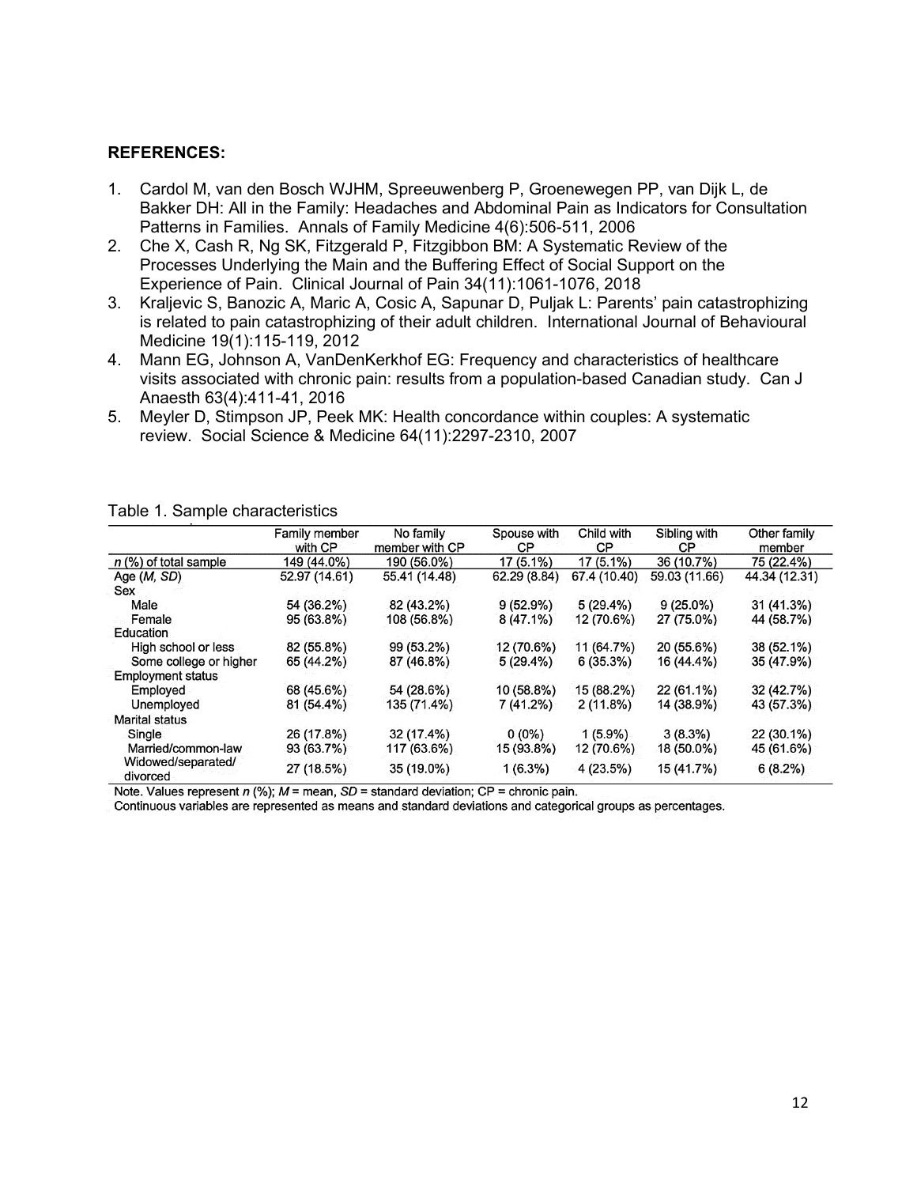**REFERENCES:**

1. Cardol M, van den Bosch WJHM, Spreeuwenberg P, Groenewegen PP, van Dijk L, de Bakker DH: All in the Family: Headaches and Abdominal Pain as Indicators for Consultation Patterns in Families. Annals of Family Medicine 4(6):506-511, 2006
2. Che X, Cash R, Ng SK, Fitzgerald P, Fitzgibbon BM: A Systematic Review of the Processes Underlying the Main and the Buffering Effect of Social Support on the Experience of Pain. Clinical Journal of Pain 34(11):1061-1076, 2018
3. Kraljevic S, Banozic A, Maric A, Cosic A, Sapunar D, Puljak L: Parents' pain catastrophizing is related to pain catastrophizing of their adult children. International Journal of Behavioural Medicine 19(1):115-119, 2012
4. Mann EG, Johnson A, VanDenKerkhof EG: Frequency and characteristics of healthcare visits associated with chronic pain: results from a population-based Canadian study. Can J Anaesth 63(4):411-41, 2016
5. Meyler D, Stimpson JP, Peek MK: Health concordance within couples: A systematic review. Social Science & Medicine 64(11):2297-2310, 2007

Table 1. Sample characteristics

| | Family member with CP | No family member with CP | Spouse with CP | Child with CP | Sibling with CP | Other family member |
|---|---|---|---|---|---|---|
| *n* (%) of total sample | 149 (44.0%) | 190 (56.0%) | 17 (5.1%) | 17 (5.1%) | 36 (10.7%) | 75 (22.4%) |
| Age (*M, SD*) | 52.97 (14.61) | 55.41 (14.48) | 62.29 (8.84) | 67.4 (10.40) | 59.03 (11.66) | 44.34 (12.31) |
| Sex | | | | | | |
| Male | 54 (36.2%) | 82 (43.2%) | 9 (52.9%) | 5 (29.4%) | 9 (25.0%) | 31 (41.3%) |
| Female | 95 (63.8%) | 108 (56.8%) | 8 (47.1%) | 12 (70.6%) | 27 (75.0%) | 44 (58.7%) |
| Education | | | | | | |
| High school or less | 82 (55.8%) | 99 (53.2%) | 12 (70.6%) | 11 (64.7%) | 20 (55.6%) | 38 (52.1%) |
| Some college or higher | 65 (44.2%) | 87 (46.8%) | 5 (29.4%) | 6 (35.3%) | 16 (44.4%) | 35 (47.9%) |
| Employment status | | | | | | |
| Employed | 68 (45.6%) | 54 (28.6%) | 10 (58.8%) | 15 (88.2%) | 22 (61.1%) | 32 (42.7%) |
| Unemployed | 81 (54.4%) | 135 (71.4%) | 7 (41.2%) | 2 (11.8%) | 14 (38.9%) | 43 (57.3%) |
| Marital status | | | | | | |
| Single | 26 (17.8%) | 32 (17.4%) | 0 (0%) | 1 (5.9%) | 3 (8.3%) | 22 (30.1%) |
| Married/common-law | 93 (63.7%) | 117 (63.6%) | 15 (93.8%) | 12 (70.6%) | 18 (50.0%) | 45 (61.6%) |
| Widowed/separated/ divorced | 27 (18.5%) | 35 (19.0%) | 1 (6.3%) | 4 (23.5%) | 15 (41.7%) | 6 (8.2%) |

Note. Values represent *n* (%); *M* = mean, *SD* = standard deviation; CP = chronic pain.
Continuous variables are represented as means and standard deviations and categorical groups as percentages.